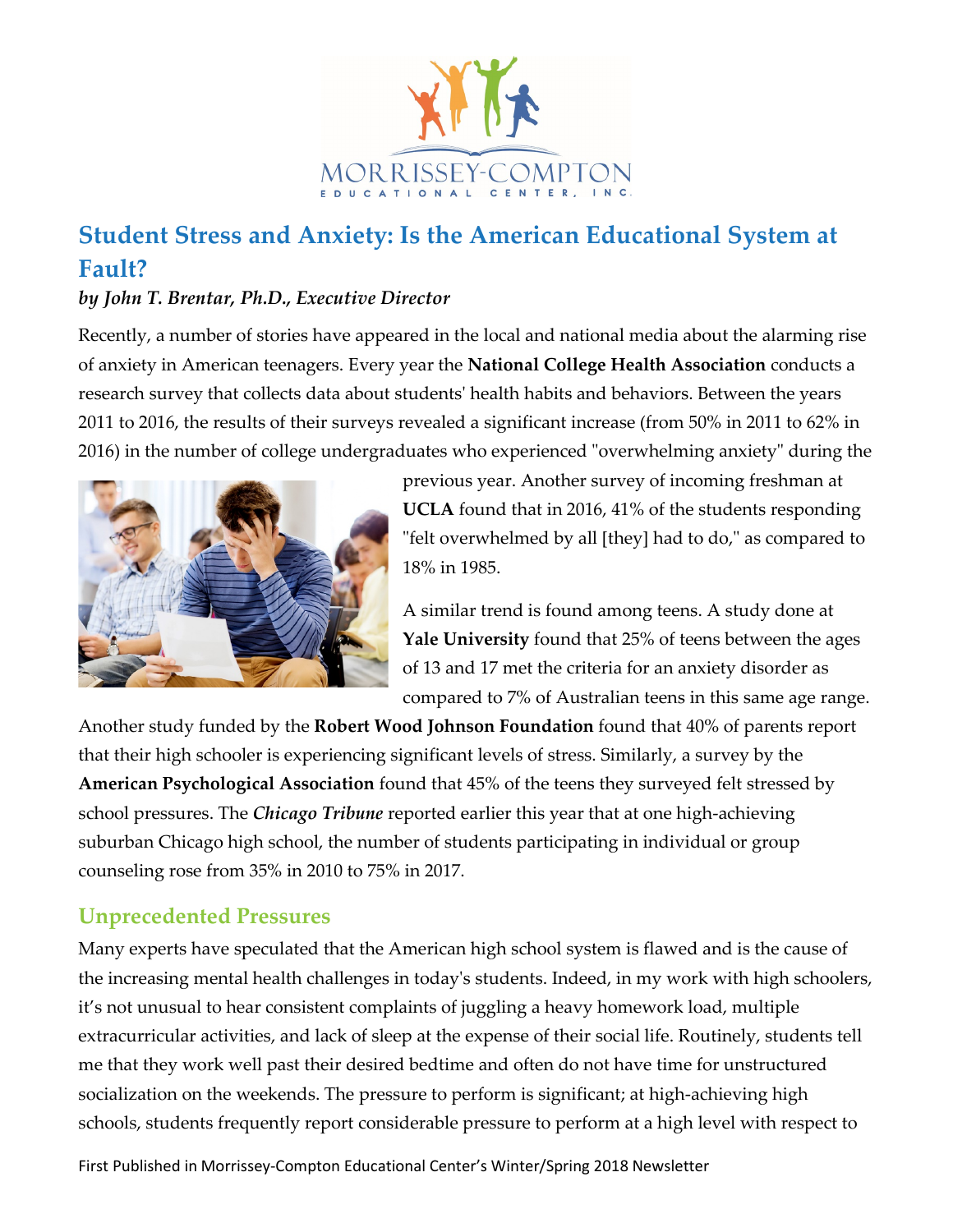# Student Stress and Anxiety: Is the American Educational System at Fault?

***by John T. Brentar, Ph.D., Executive Director***

Recently, a number of stories have appeared in the local and national media about the alarming rise of anxiety in American teenagers. Every year the **National College Health Association** conducts a research survey that collects data about students' health habits and behaviors. Between the years 2011 to 2016, the results of their surveys revealed a significant increase (from 50% in 2011 to 62% in 2016) in the number of college undergraduates who experienced "overwhelming anxiety" during the previous year. Another survey of incoming freshman at **UCLA** found that in 2016, 41% of the students responding "felt overwhelmed by all [they] had to do," as compared to 18% in 1985.

A similar trend is found among teens. A study done at **Yale University** found that 25% of teens between the ages of 13 and 17 met the criteria for an anxiety disorder as compared to 7% of Australian teens in this same age range. Another study funded by the **Robert Wood Johnson Foundation** found that 40% of parents report that their high schooler is experiencing significant levels of stress. Similarly, a survey by the **American Psychological Association** found that 45% of the teens they surveyed felt stressed by school pressures. The ***Chicago Tribune*** reported earlier this year that at one high-achieving suburban Chicago high school, the number of students participating in individual or group counseling rose from 35% in 2010 to 75% in 2017.

## Unprecedented Pressures

Many experts have speculated that the American high school system is flawed and is the cause of the increasing mental health challenges in today's students. Indeed, in my work with high schoolers, it's not unusual to hear consistent complaints of juggling a heavy homework load, multiple extracurricular activities, and lack of sleep at the expense of their social life. Routinely, students tell me that they work well past their desired bedtime and often do not have time for unstructured socialization on the weekends. The pressure to perform is significant; at high-achieving high schools, students frequently report considerable pressure to perform at a high level with respect to

First Published in Morrissey-Compton Educational Center's Winter/Spring 2018 Newsletter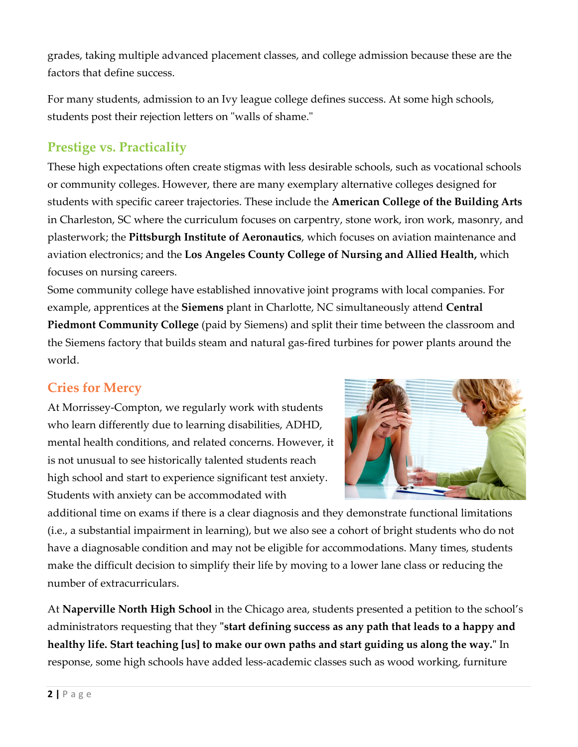grades, taking multiple advanced placement classes, and college admission because these are the factors that define success.

For many students, admission to an Ivy league college defines success. At some high schools, students post their rejection letters on "walls of shame."

## Prestige vs. Practicality

These high expectations often create stigmas with less desirable schools, such as vocational schools or community colleges. However, there are many exemplary alternative colleges designed for students with specific career trajectories. These include the **American College of the Building Arts** in Charleston, SC where the curriculum focuses on carpentry, stone work, iron work, masonry, and plasterwork; the **Pittsburgh Institute of Aeronautics**, which focuses on aviation maintenance and aviation electronics; and the **Los Angeles County College of Nursing and Allied Health,** which focuses on nursing careers.

Some community college have established innovative joint programs with local companies. For example, apprentices at the **Siemens** plant in Charlotte, NC simultaneously attend **Central Piedmont Community College** (paid by Siemens) and split their time between the classroom and the Siemens factory that builds steam and natural gas-fired turbines for power plants around the world.

## Cries for Mercy

At Morrissey-Compton, we regularly work with students who learn differently due to learning disabilities, ADHD, mental health conditions, and related concerns. However, it is not unusual to see historically talented students reach high school and start to experience significant test anxiety. Students with anxiety can be accommodated with additional time on exams if there is a clear diagnosis and they demonstrate functional limitations (i.e., a substantial impairment in learning), but we also see a cohort of bright students who do not have a diagnosable condition and may not be eligible for accommodations. Many times, students make the difficult decision to simplify their life by moving to a lower lane class or reducing the number of extracurriculars.

At **Naperville North High School** in the Chicago area, students presented a petition to the school's administrators requesting that they "**start defining success as any path that leads to a happy and healthy life. Start teaching [us] to make our own paths and start guiding us along the way.**" In response, some high schools have added less-academic classes such as wood working, furniture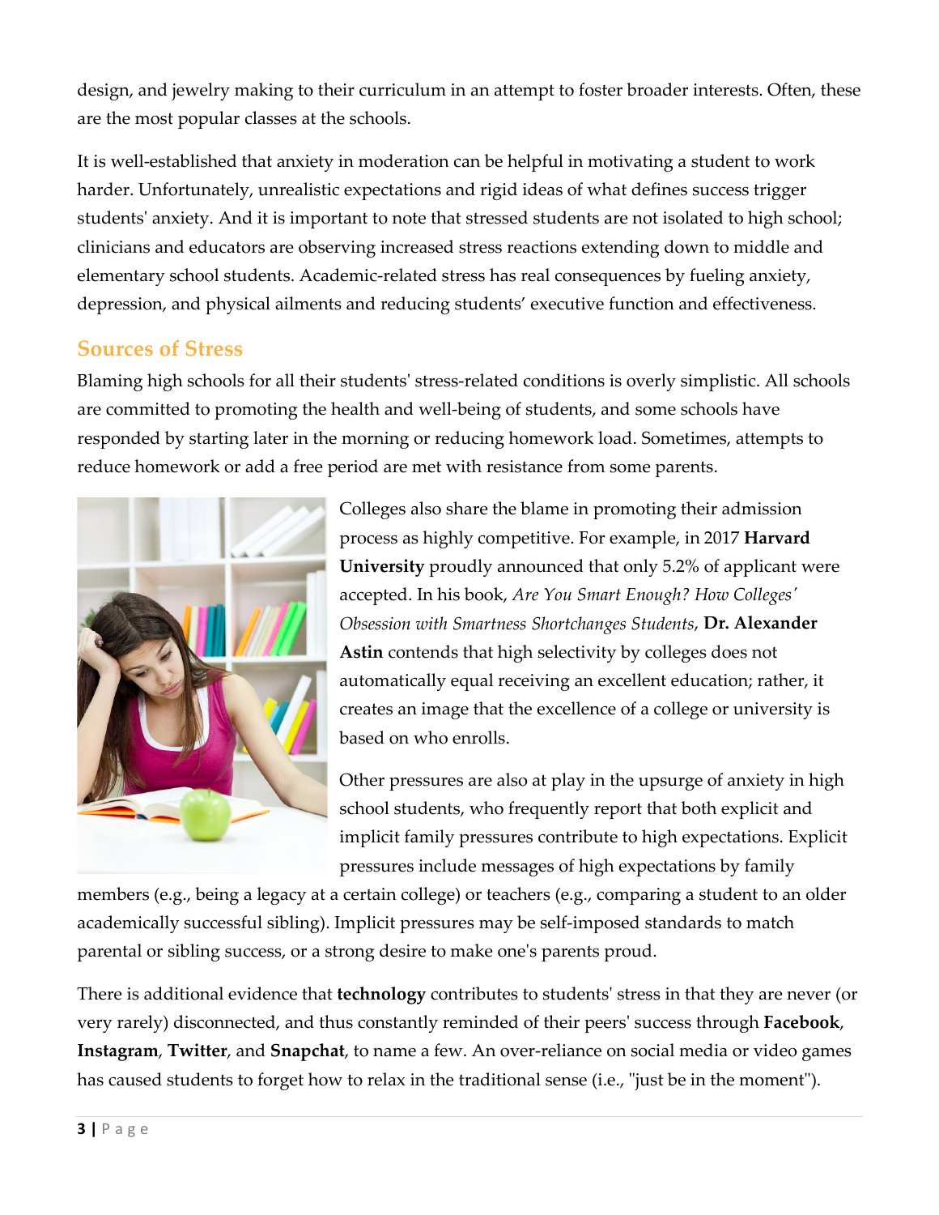design, and jewelry making to their curriculum in an attempt to foster broader interests. Often, these are the most popular classes at the schools.

It is well-established that anxiety in moderation can be helpful in motivating a student to work harder. Unfortunately, unrealistic expectations and rigid ideas of what defines success trigger students' anxiety. And it is important to note that stressed students are not isolated to high school; clinicians and educators are observing increased stress reactions extending down to middle and elementary school students. Academic-related stress has real consequences by fueling anxiety, depression, and physical ailments and reducing students' executive function and effectiveness.

## Sources of Stress

Blaming high schools for all their students' stress-related conditions is overly simplistic. All schools are committed to promoting the health and well-being of students, and some schools have responded by starting later in the morning or reducing homework load. Sometimes, attempts to reduce homework or add a free period are met with resistance from some parents.

Colleges also share the blame in promoting their admission process as highly competitive. For example, in 2017 **Harvard University** proudly announced that only 5.2% of applicant were accepted. In his book, *Are You Smart Enough? How Colleges' Obsession with Smartness Shortchanges Students*, **Dr. Alexander Astin** contends that high selectivity by colleges does not automatically equal receiving an excellent education; rather, it creates an image that the excellence of a college or university is based on who enrolls.

Other pressures are also at play in the upsurge of anxiety in high school students, who frequently report that both explicit and implicit family pressures contribute to high expectations. Explicit pressures include messages of high expectations by family members (e.g., being a legacy at a certain college) or teachers (e.g., comparing a student to an older academically successful sibling). Implicit pressures may be self-imposed standards to match parental or sibling success, or a strong desire to make one's parents proud.

There is additional evidence that **technology** contributes to students' stress in that they are never (or very rarely) disconnected, and thus constantly reminded of their peers' success through **Facebook**, **Instagram**, **Twitter**, and **Snapchat**, to name a few. An over-reliance on social media or video games has caused students to forget how to relax in the traditional sense (i.e., "just be in the moment").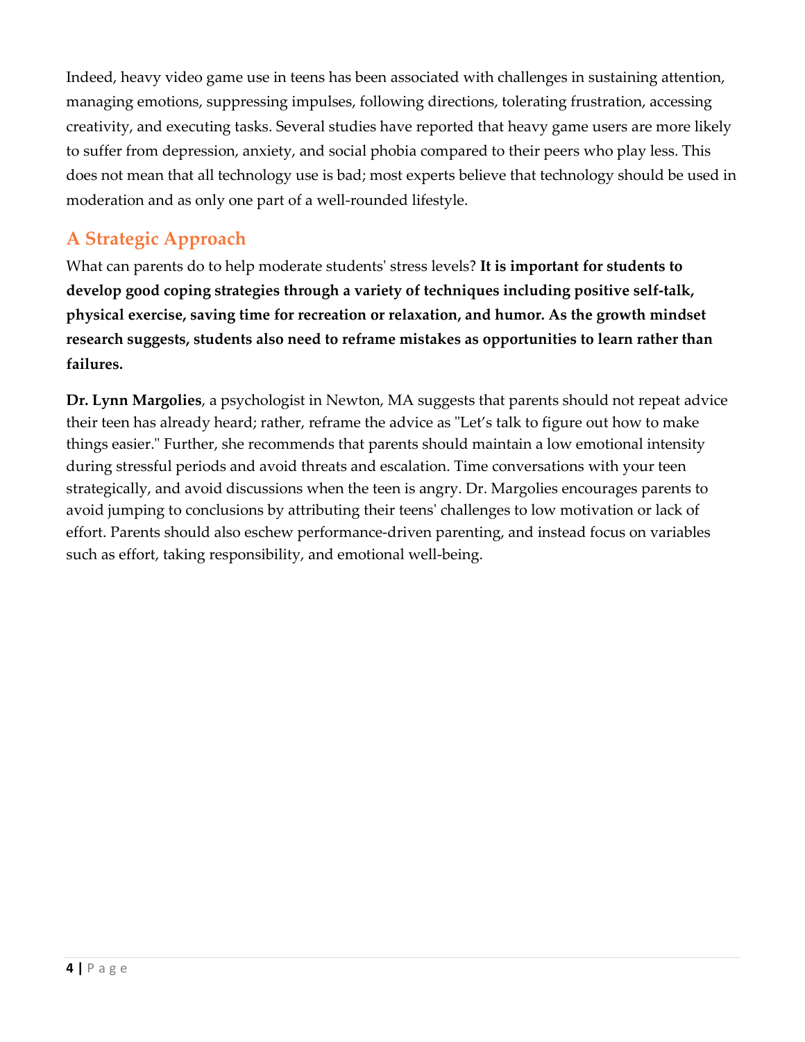Indeed, heavy video game use in teens has been associated with challenges in sustaining attention, managing emotions, suppressing impulses, following directions, tolerating frustration, accessing creativity, and executing tasks. Several studies have reported that heavy game users are more likely to suffer from depression, anxiety, and social phobia compared to their peers who play less. This does not mean that all technology use is bad; most experts believe that technology should be used in moderation and as only one part of a well-rounded lifestyle.

## A Strategic Approach

What can parents do to help moderate students' stress levels? **It is important for students to develop good coping strategies through a variety of techniques including positive self-talk, physical exercise, saving time for recreation or relaxation, and humor. As the growth mindset research suggests, students also need to reframe mistakes as opportunities to learn rather than failures.**

**Dr. Lynn Margolies**, a psychologist in Newton, MA suggests that parents should not repeat advice their teen has already heard; rather, reframe the advice as "Let's talk to figure out how to make things easier." Further, she recommends that parents should maintain a low emotional intensity during stressful periods and avoid threats and escalation. Time conversations with your teen strategically, and avoid discussions when the teen is angry. Dr. Margolies encourages parents to avoid jumping to conclusions by attributing their teens' challenges to low motivation or lack of effort. Parents should also eschew performance-driven parenting, and instead focus on variables such as effort, taking responsibility, and emotional well-being.